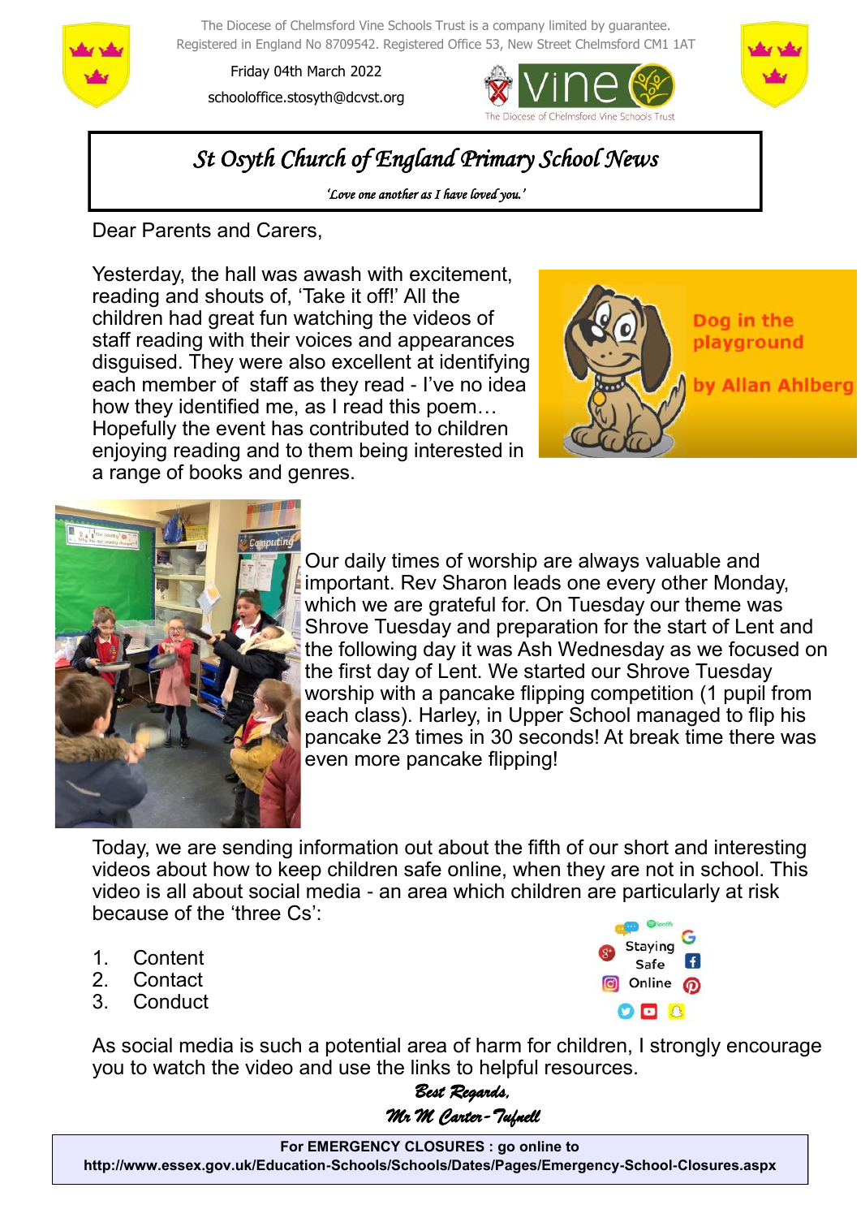The Diocese of Chelmsford Vine Schools Trust is a company limited by guarantee.
Registered in England No 8709542. Registered Office 53, New Street Chelmsford CM1 1AT

Friday 04th March 2022

schooloffice.stosyth@dcvst.org

# *St Osyth Church of England Primary School News*

*'Love one another as I have loved you.'*

Dear Parents and Carers,

Yesterday, the hall was awash with excitement, reading and shouts of, 'Take it off!' All the children had great fun watching the videos of staff reading with their voices and appearances disguised. They were also excellent at identifying each member of staff as they read - I've no idea how they identified me, as I read this poem… Hopefully the event has contributed to children enjoying reading and to them being interested in a range of books and genres.

Dog in the playground

by Allan Ahlberg

Our daily times of worship are always valuable and important. Rev Sharon leads one every other Monday, which we are grateful for. On Tuesday our theme was Shrove Tuesday and preparation for the start of Lent and the following day it was Ash Wednesday as we focused on the first day of Lent. We started our Shrove Tuesday worship with a pancake flipping competition (1 pupil from each class). Harley, in Upper School managed to flip his pancake 23 times in 30 seconds! At break time there was even more pancake flipping!

Today, we are sending information out about the fifth of our short and interesting videos about how to keep children safe online, when they are not in school. This video is all about social media - an area which children are particularly at risk because of the 'three Cs':

1. Content
2. Contact
3. Conduct

Staying Safe Online

As social media is such a potential area of harm for children, I strongly encourage you to watch the video and use the links to helpful resources.

*Best Regards,*

*Mr M Carter-Tufnell*

**For EMERGENCY CLOSURES : go online to**
**http://www.essex.gov.uk/Education-Schools/Schools/Dates/Pages/Emergency-School-Closures.aspx**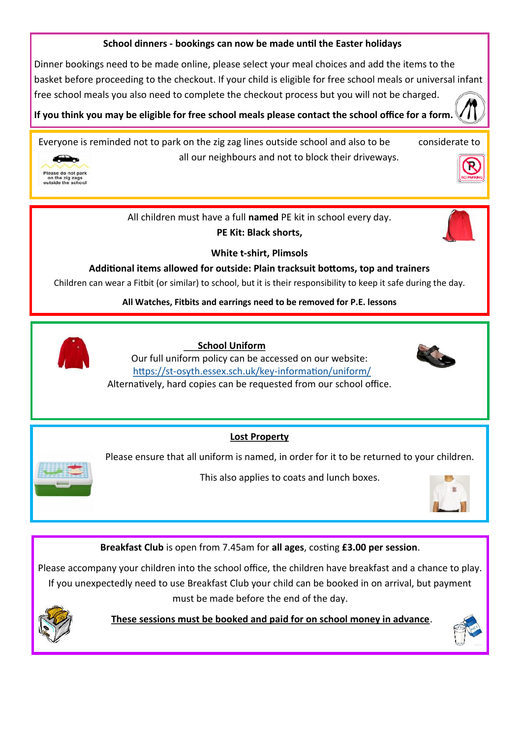**School dinners - bookings can now be made until the Easter holidays**

Dinner bookings need to be made online, please select your meal choices and add the items to the basket before proceeding to the checkout. If your child is eligible for free school meals or universal infant free school meals you also need to complete the checkout process but you will not be charged.

**If you think you may be eligible for free school meals please contact the school office for a form.**

---

Everyone is reminded not to park on the zig zag lines outside school and also to be considerate to all our neighbours and not to block their driveways.

Please do not park on the zig zags outside the school

NO PARKING

---

All children must have a full **named** PE kit in school every day.

**PE Kit: Black shorts,**

**White t-shirt, Plimsols**

**Additional items allowed for outside: Plain tracksuit bottoms, top and trainers**

Children can wear a Fitbit (or similar) to school, but it is their responsibility to keep it safe during the day.

**All Watches, Fitbits and earrings need to be removed for P.E. lessons**

---

**School Uniform**

Our full uniform policy can be accessed on our website:
https://st-osyth.essex.sch.uk/key-information/uniform/
Alternatively, hard copies can be requested from our school office.

---

**Lost Property**

Please ensure that all uniform is named, in order for it to be returned to your children.

This also applies to coats and lunch boxes.

---

**Breakfast Club** is open from 7.45am for **all ages**, costing **£3.00 per session**.

Please accompany your children into the school office, the children have breakfast and a chance to play. If you unexpectedly need to use Breakfast Club your child can be booked in on arrival, but payment must be made before the end of the day.

**These sessions must be booked and paid for on school money in advance**.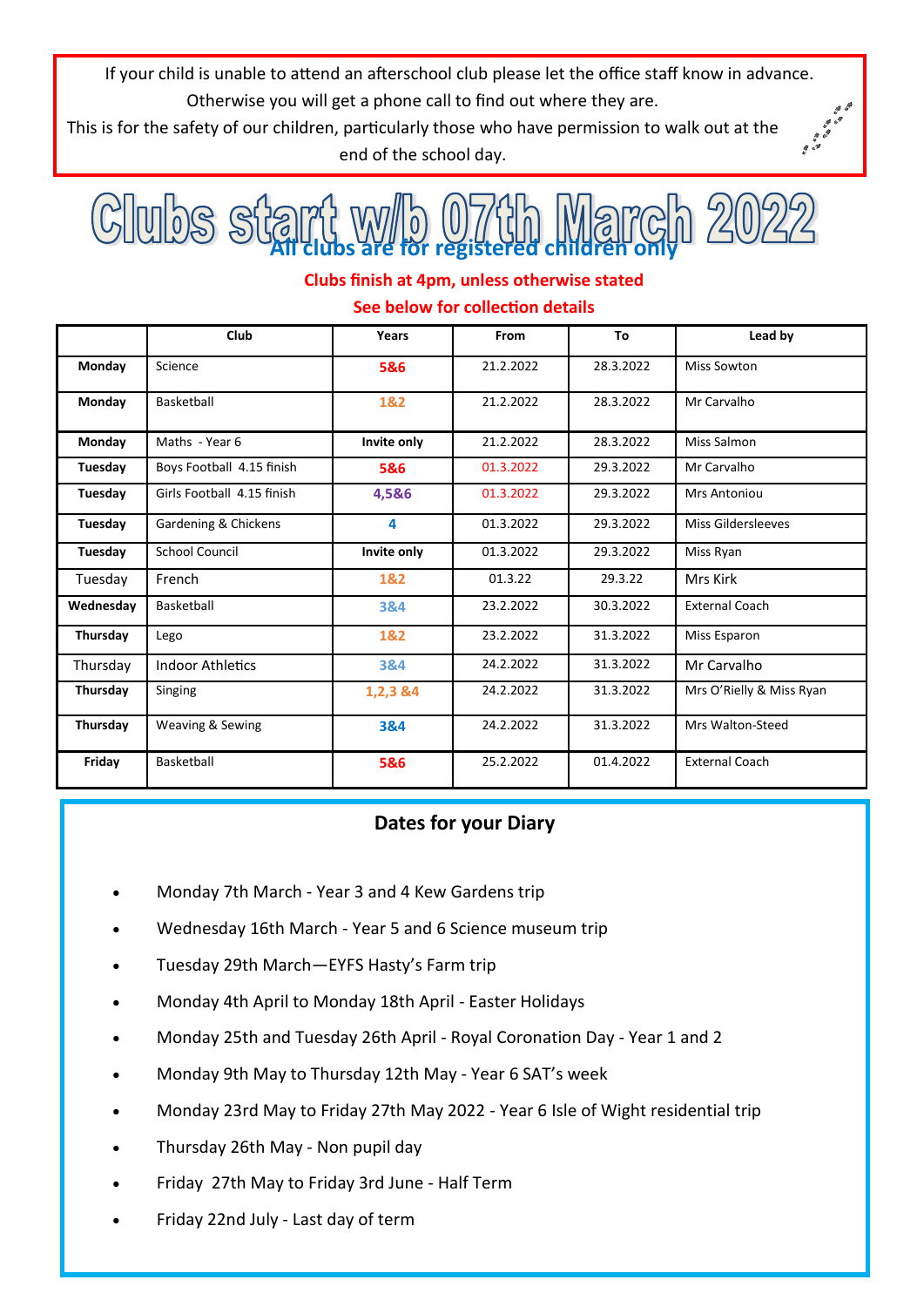If your child is unable to attend an afterschool club please let the office staff know in advance. Otherwise you will get a phone call to find out where they are.

This is for the safety of our children, particularly those who have permission to walk out at the end of the school day.

# Clubs start w/b 07th March 2022

## All clubs are for registered children only

**Clubs finish at 4pm, unless otherwise stated**

**See below for collection details**

| | Club | Years | From | To | Lead by |
|---|---|---|---|---|---|
| **Monday** | Science | **5&6** | 21.2.2022 | 28.3.2022 | Miss Sowton |
| **Monday** | Basketball | **1&2** | 21.2.2022 | 28.3.2022 | Mr Carvalho |
| **Monday** | Maths - Year 6 | **Invite only** | 21.2.2022 | 28.3.2022 | Miss Salmon |
| **Tuesday** | Boys Football 4.15 finish | **5&6** | 01.3.2022 | 29.3.2022 | Mr Carvalho |
| **Tuesday** | Girls Football 4.15 finish | **4,5&6** | 01.3.2022 | 29.3.2022 | Mrs Antoniou |
| **Tuesday** | Gardening & Chickens | **4** | 01.3.2022 | 29.3.2022 | Miss Gildersleeves |
| **Tuesday** | School Council | **Invite only** | 01.3.2022 | 29.3.2022 | Miss Ryan |
| Tuesday | French | **1&2** | 01.3.22 | 29.3.22 | Mrs Kirk |
| **Wednesday** | Basketball | **3&4** | 23.2.2022 | 30.3.2022 | External Coach |
| **Thursday** | Lego | **1&2** | 23.2.2022 | 31.3.2022 | Miss Esparon |
| Thursday | Indoor Athletics | **3&4** | 24.2.2022 | 31.3.2022 | Mr Carvalho |
| **Thursday** | Singing | **1,2,3 &4** | 24.2.2022 | 31.3.2022 | Mrs O'Rielly & Miss Ryan |
| **Thursday** | Weaving & Sewing | **3&4** | 24.2.2022 | 31.3.2022 | Mrs Walton-Steed |
| **Friday** | Basketball | **5&6** | 25.2.2022 | 01.4.2022 | External Coach |

## Dates for your Diary

- Monday 7th March - Year 3 and 4 Kew Gardens trip
- Wednesday 16th March - Year 5 and 6 Science museum trip
- Tuesday 29th March—EYFS Hasty's Farm trip
- Monday 4th April to Monday 18th April - Easter Holidays
- Monday 25th and Tuesday 26th April - Royal Coronation Day - Year 1 and 2
- Monday 9th May to Thursday 12th May - Year 6 SAT's week
- Monday 23rd May to Friday 27th May 2022 - Year 6 Isle of Wight residential trip
- Thursday 26th May - Non pupil day
- Friday 27th May to Friday 3rd June - Half Term
- Friday 22nd July - Last day of term